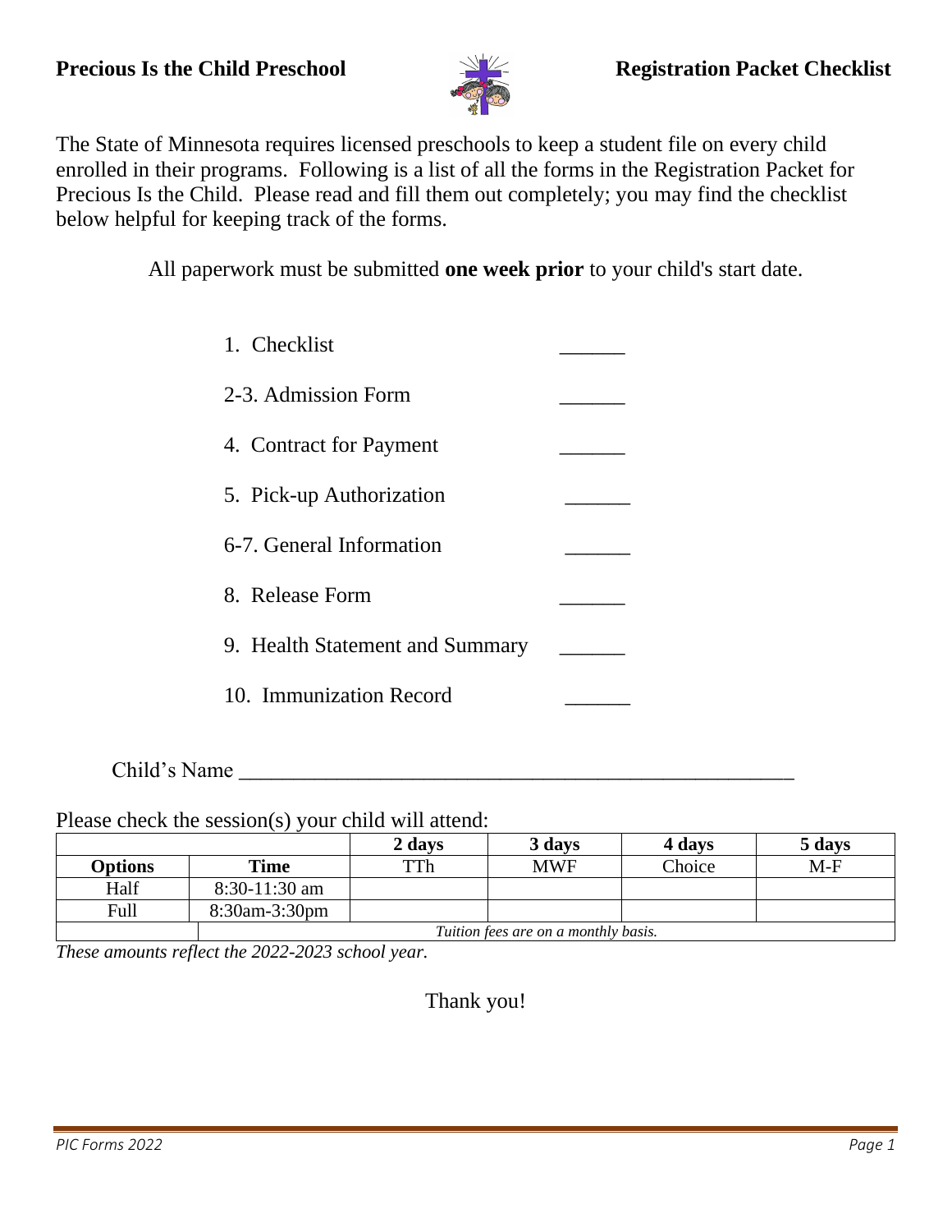**Precious Is the Child Preschool** **Registration Packet Checklist**

The State of Minnesota requires licensed preschools to keep a student file on every child enrolled in their programs. Following is a list of all the forms in the Registration Packet for Precious Is the Child. Please read and fill them out completely; you may find the checklist below helpful for keeping track of the forms.

All paperwork must be submitted **one week prior** to your child's start date.

1. Checklist ______
2-3. Admission Form ______
4. Contract for Payment ______
5. Pick-up Authorization ______
6-7. General Information ______
8. Release Form ______
9. Health Statement and Summary ______
10. Immunization Record ______

Child's Name ___________________________________________________

Please check the session(s) your child will attend:

| | | **2 days** | **3 days** | **4 days** | **5 days** |
|---|---|---|---|---|---|
| **Options** | **Time** | TTh | MWF | Choice | M-F |
| Half | 8:30-11:30 am | | | | |
| Full | 8:30am-3:30pm | | | | |
| | *Tuition fees are on a monthly basis.* | | | | |

*These amounts reflect the 2022-2023 school year.*

Thank you!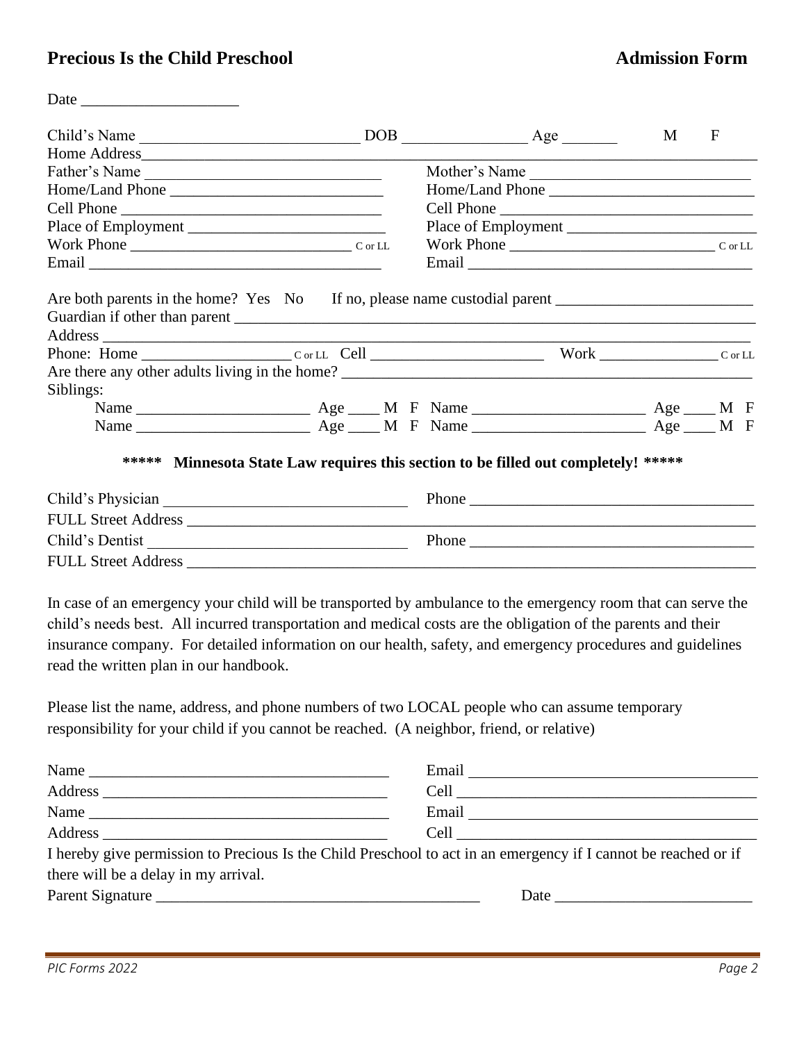**Precious Is the Child Preschool** **Admission Form**

Date ____________________

Child's Name ___________________________ DOB ________________ Age _______ M F

Home Address________________________________________________________________________

Father's Name ______________________________ Mother's Name ___________________________

Home/Land Phone ___________________________ Home/Land Phone __________________________

Cell Phone _________________________________ Cell Phone _______________________________

Place of Employment _________________________ Place of Employment ________________________

Work Phone ____________________________ C or LL Work Phone __________________________ C or LL

Email ______________________________________ Email ____________________________________

Are both parents in the home? Yes No If no, please name custodial parent ________________________

Guardian if other than parent _______________________________________________________________

Address ______________________________________________________________________________

Phone: Home ___________________ C or LL Cell ______________________ Work _______________ C or LL

Are there any other adults living in the home? _____________________________________________________

Siblings:

Name _____________________ Age ____ M F Name _____________________ Age ____ M F

Name _____________________ Age ____ M F Name _____________________ Age ____ M F

**\*\*\*\*\* Minnesota State Law requires this section to be filled out completely! \*\*\*\*\***

Child's Physician ______________________________ Phone ___________________________________

FULL Street Address ___________________________________________________________________

Child's Dentist ________________________________ Phone ___________________________________

FULL Street Address ___________________________________________________________________

In case of an emergency your child will be transported by ambulance to the emergency room that can serve the child's needs best. All incurred transportation and medical costs are the obligation of the parents and their insurance company. For detailed information on our health, safety, and emergency procedures and guidelines read the written plan in our handbook.

Please list the name, address, and phone numbers of two LOCAL people who can assume temporary responsibility for your child if you cannot be reached. (A neighbor, friend, or relative)

Name _______________________________________ Email _____________________________________

Address _____________________________________ Cell ______________________________________

Name _______________________________________ Email _____________________________________

Address _____________________________________ Cell ______________________________________

I hereby give permission to Precious Is the Child Preschool to act in an emergency if I cannot be reached or if there will be a delay in my arrival.

Parent Signature ________________________________________ Date ________________________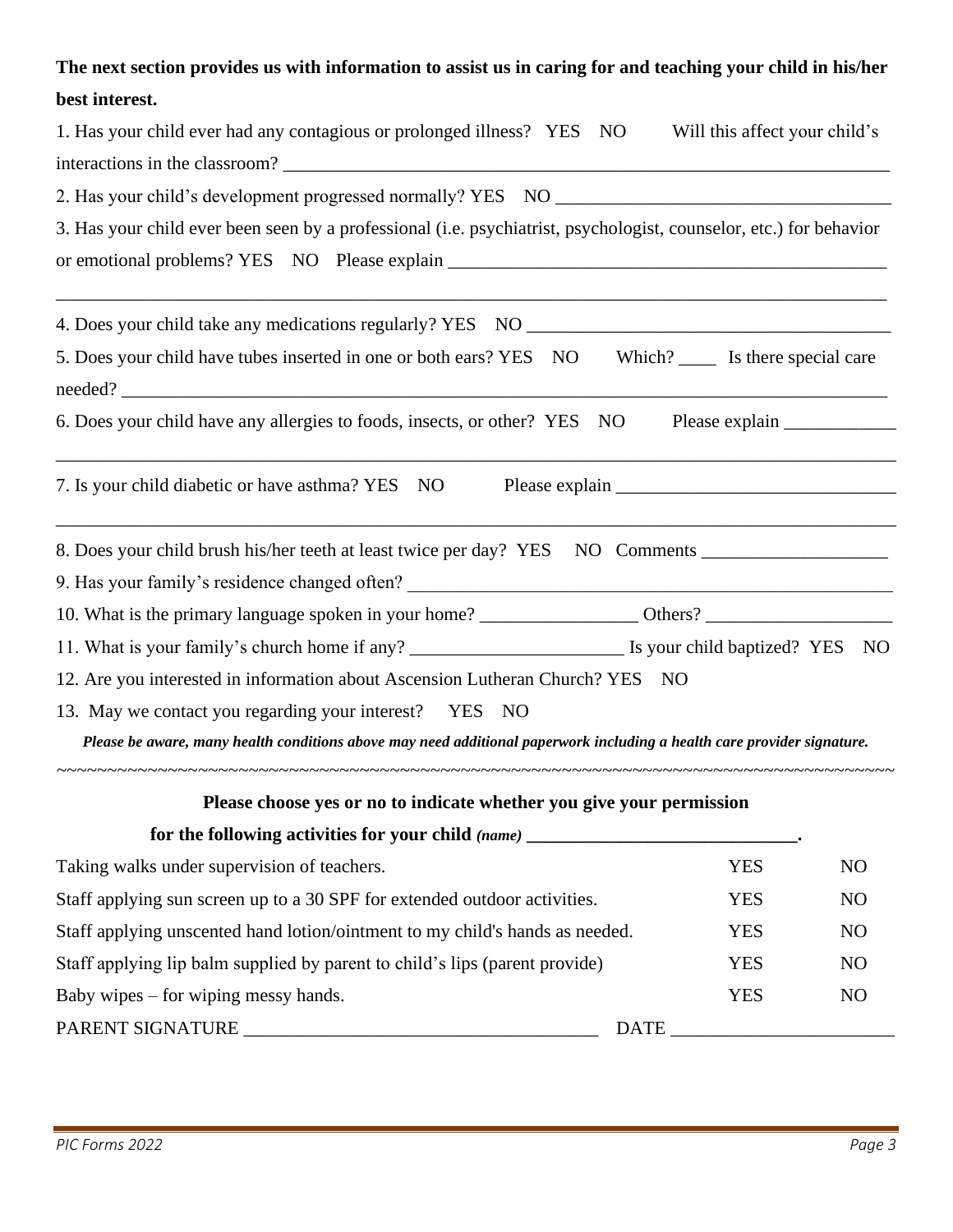**The next section provides us with information to assist us in caring for and teaching your child in his/her best interest.**

1. Has your child ever had any contagious or prolonged illness? YES NO Will this affect your child's interactions in the classroom? ______________________________________________________________________

2. Has your child's development progressed normally? YES NO ____________________________________

3. Has your child ever been seen by a professional (i.e. psychiatrist, psychologist, counselor, etc.) for behavior or emotional problems? YES NO Please explain ________________________________________________

_____________________________________________________________________________________________

4. Does your child take any medications regularly? YES NO ________________________________________

5. Does your child have tubes inserted in one or both ears? YES NO Which? ____ Is there special care needed? ____________________________________________________________________________________

6. Does your child have any allergies to foods, insects, or other? YES NO Please explain ____________

_____________________________________________________________________________________________

7. Is your child diabetic or have asthma? YES NO Please explain ______________________________

_____________________________________________________________________________________________

8. Does your child brush his/her teeth at least twice per day? YES NO Comments ____________________

9. Has your family's residence changed often? ______________________________________________________

10. What is the primary language spoken in your home? _________________ Others? ____________________

11. What is your family's church home if any? _______________________ Is your child baptized? YES NO

12. Are you interested in information about Ascension Lutheran Church? YES NO

13. May we contact you regarding your interest? YES NO

***Please be aware, many health conditions above may need additional paperwork including a health care provider signature.***

~~~~~~~~~~~~~~~~~~~~~~~~~~~~~~~~~~~~~~~~~~~~~~~~~~~~~~~~~~~~~~~~~~~~~~~~~~~~~~~~~~~~~~~~~~~~~~~~~~~~~~~~~~~~~~~~~~~~~~~~~~~~

**Please choose yes or no to indicate whether you give your permission for the following activities for your child *(name)* ______________________________.**

| | | |
|---|---|---|
| Taking walks under supervision of teachers. | YES | NO |
| Staff applying sun screen up to a 30 SPF for extended outdoor activities. | YES | NO |
| Staff applying unscented hand lotion/ointment to my child's hands as needed. | YES | NO |
| Staff applying lip balm supplied by parent to child's lips (parent provide) | YES | NO |
| Baby wipes – for wiping messy hands. | YES | NO |

PARENT SIGNATURE ______________________________________ DATE _______________________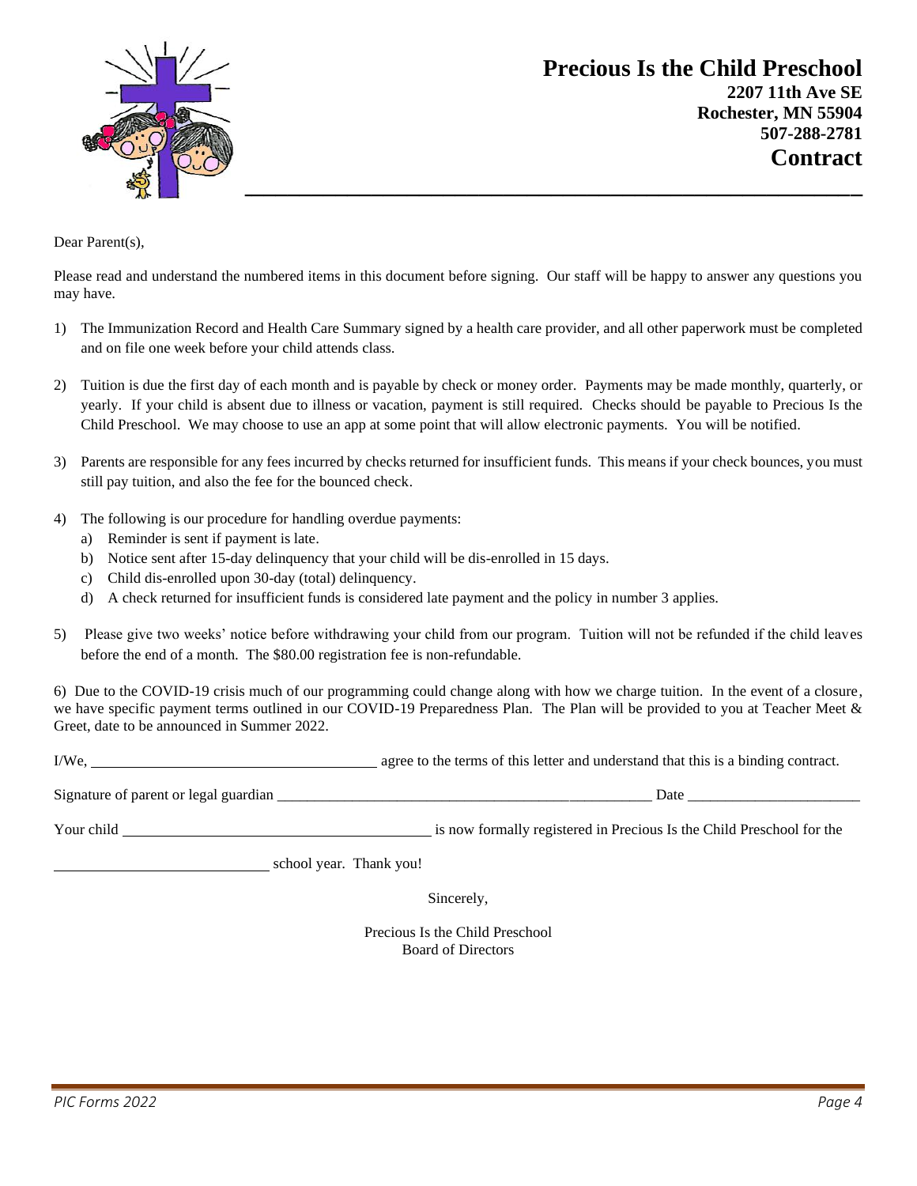# Precious Is the Child Preschool

**2207 11th Ave SE**
**Rochester, MN 55904**
**507-288-2781**

## Contract

Dear Parent(s),

Please read and understand the numbered items in this document before signing. Our staff will be happy to answer any questions you may have.

1) The Immunization Record and Health Care Summary signed by a health care provider, and all other paperwork must be completed and on file one week before your child attends class.

2) Tuition is due the first day of each month and is payable by check or money order. Payments may be made monthly, quarterly, or yearly. If your child is absent due to illness or vacation, payment is still required. Checks should be payable to Precious Is the Child Preschool. We may choose to use an app at some point that will allow electronic payments. You will be notified.

3) Parents are responsible for any fees incurred by checks returned for insufficient funds. This means if your check bounces, you must still pay tuition, and also the fee for the bounced check.

4) The following is our procedure for handling overdue payments:
   a) Reminder is sent if payment is late.
   b) Notice sent after 15-day delinquency that your child will be dis-enrolled in 15 days.
   c) Child dis-enrolled upon 30-day (total) delinquency.
   d) A check returned for insufficient funds is considered late payment and the policy in number 3 applies.

5) Please give two weeks' notice before withdrawing your child from our program. Tuition will not be refunded if the child leaves before the end of a month. The $80.00 registration fee is non-refundable.

6) Due to the COVID-19 crisis much of our programming could change along with how we charge tuition. In the event of a closure, we have specific payment terms outlined in our COVID-19 Preparedness Plan. The Plan will be provided to you at Teacher Meet & Greet, date to be announced in Summer 2022.

I/We, ______________________________ agree to the terms of this letter and understand that this is a binding contract.

Signature of parent or legal guardian ______________________________ Date ____________________

Your child ______________________________ is now formally registered in Precious Is the Child Preschool for the

______________________ school year. Thank you!

Sincerely,

Precious Is the Child Preschool
Board of Directors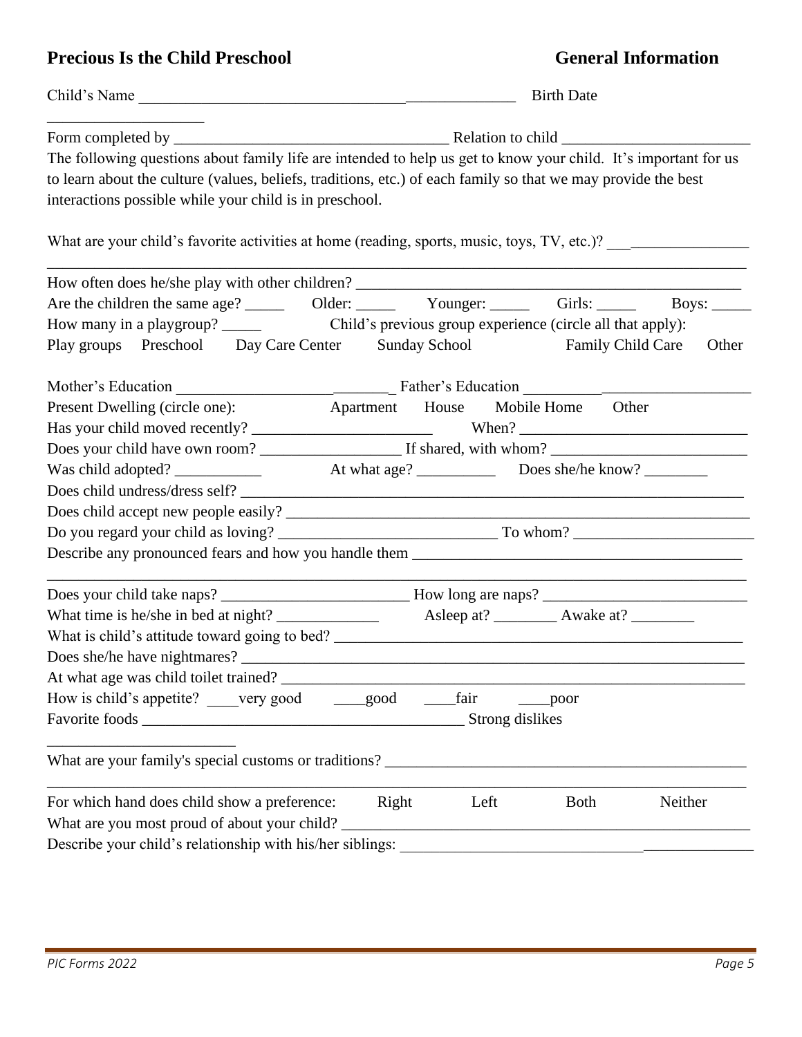**Precious Is the Child Preschool** **General Information**

Child's Name ______________________________________________ Birth Date ____________________

Form completed by ___________________________________ Relation to child ________________________

The following questions about family life are intended to help us get to know your child. It's important for us to learn about the culture (values, beliefs, traditions, etc.) of each family so that we may provide the best interactions possible while your child is in preschool.

What are your child's favorite activities at home (reading, sports, music, toys, TV, etc.)? __________________
_____________________________________________________________________________________

How often does he/she play with other children? ______________________________________________

Are the children the same age? _____ Older: _____ Younger: _____ Girls: _____ Boys: _____

How many in a playgroup? _____ Child's previous group experience (circle all that apply):

Play groups Preschool Day Care Center Sunday School Family Child Care Other

Mother's Education ___________________________ Father's Education _____________________________

Present Dwelling (circle one): Apartment House Mobile Home Other

Has your child moved recently? ______________________ When? ____________________________

Does your child have own room? __________________ If shared, with whom? ________________________

Was child adopted? ___________ At what age? __________ Does she/he know? ________

Does child undress/dress self? __________________________________________________________

Does child accept new people easily? ____________________________________________________

Do you regard your child as loving? ___________________________ To whom? ______________________

Describe any pronounced fears and how you handle them __________________________________________
_____________________________________________________________________________________

Does your child take naps? ________________________ How long are naps? _________________________

What time is he/she in bed at night? _____________ Asleep at? ________ Awake at? ________

What is child's attitude toward going to bed? _________________________________________________

Does she/he have nightmares? ____________________________________________________________

At what age was child toilet trained? ______________________________________________________

How is child's appetite? ____very good ____good ____fair ____poor

Favorite foods __________________________________________ Strong dislikes ______________________

What are your family's special customs or traditions? ___________________________________________
_____________________________________________________________________________________

For which hand does child show a preference: Right Left Both Neither

What are you most proud of about your child? _________________________________________________

Describe your child's relationship with his/her siblings: ___________________________________________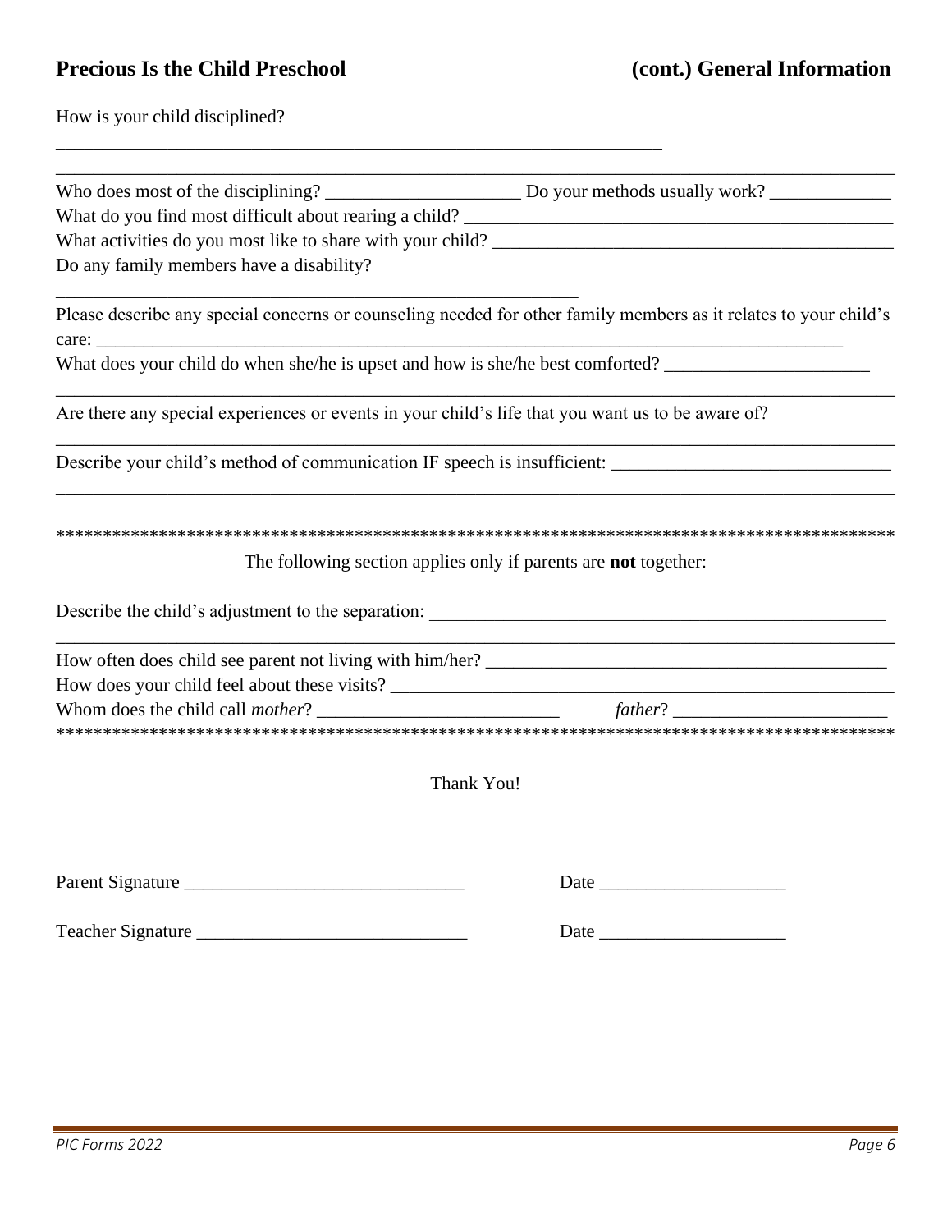**Precious Is the Child Preschool** **(cont.) General Information**

How is your child disciplined?

_______________________________________________________________

___________________________________________________________________________________

Who does most of the disciplining? ____________________ Do your methods usually work? _____________

What do you find most difficult about rearing a child? _______________________________________________

What activities do you most like to share with your child? ____________________________________________

Do any family members have a disability?

______________________________________________________

Please describe any special concerns or counseling needed for other family members as it relates to your child's care: ___________________________________________________________________________

What does your child do when she/he is upset and how is she/he best comforted? ______________________

___________________________________________________________________________________

Are there any special experiences or events in your child's life that you want us to be aware of?

___________________________________________________________________________________

Describe your child's method of communication IF speech is insufficient: _____________________________

___________________________________________________________________________________

*******************************************************************************************

The following section applies only if parents are **not** together:

Describe the child's adjustment to the separation: ___________________________________________________

___________________________________________________________________________________

How often does child see parent not living with him/her? _____________________________________________

How does your child feel about these visits? _______________________________________________________

Whom does the child call *mother*? _________________________ *father*? ______________________

*******************************************************************************************

Thank You!

Parent Signature _____________________________ Date ____________________

Teacher Signature ____________________________ Date ____________________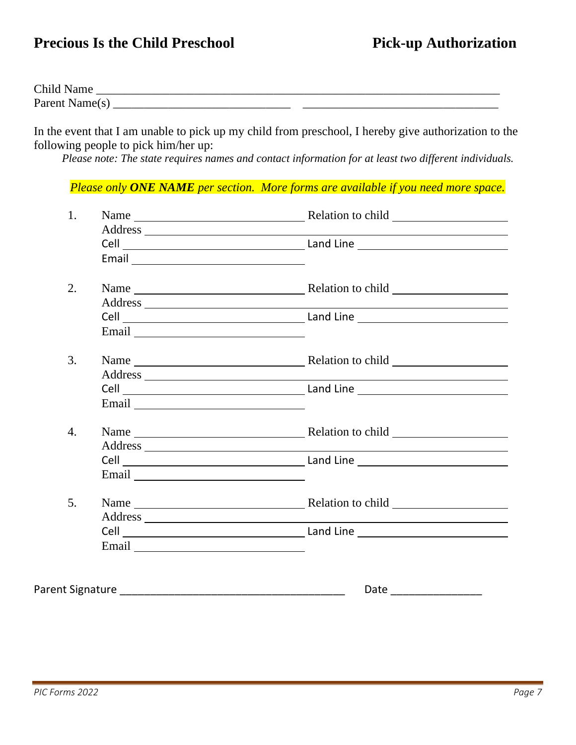**Precious Is the Child Preschool** **Pick-up Authorization**

Child Name ______________________________________________________________

Parent Name(s) _____________________________ _________________________________

In the event that I am unable to pick up my child from preschool, I hereby give authorization to the following people to pick him/her up:

*Please note: The state requires names and contact information for at least two different individuals.*

*Please only **ONE NAME** per section. More forms are available if you need more space.*

1. Name ____________________________ Relation to child ___________________
   Address ____________________________________________________________
   Cell ______________________________ Land Line _________________________
   Email ____________________________

2. Name ____________________________ Relation to child ___________________
   Address ____________________________________________________________
   Cell ______________________________ Land Line _________________________
   Email ____________________________

3. Name ____________________________ Relation to child ___________________
   Address ____________________________________________________________
   Cell ______________________________ Land Line _________________________
   Email ____________________________

4. Name ____________________________ Relation to child ___________________
   Address ____________________________________________________________
   Cell ______________________________ Land Line _________________________
   Email ____________________________

5. Name ____________________________ Relation to child ___________________
   Address ____________________________________________________________
   Cell ______________________________ Land Line _________________________
   Email ____________________________

Parent Signature ______________________________________ Date _______________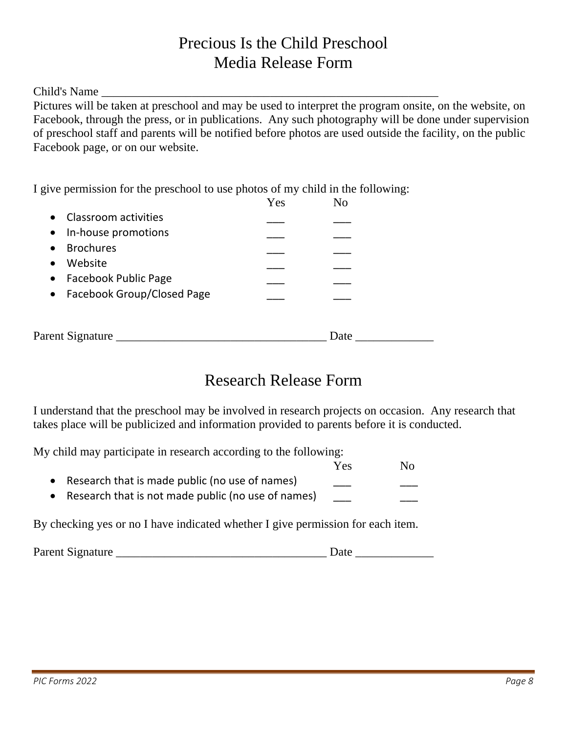# Precious Is the Child Preschool
# Media Release Form

Child's Name ___________________________________________________________

Pictures will be taken at preschool and may be used to interpret the program onsite, on the website, on Facebook, through the press, or in publications. Any such photography will be done under supervision of preschool staff and parents will be notified before photos are used outside the facility, on the public Facebook page, or on our website.

I give permission for the preschool to use photos of my child in the following:

| | Yes | No |
|---|---|---|
| • Classroom activities | ___ | ___ |
| • In-house promotions | ___ | ___ |
| • Brochures | ___ | ___ |
| • Website | ___ | ___ |
| • Facebook Public Page | ___ | ___ |
| • Facebook Group/Closed Page | ___ | ___ |

Parent Signature __________________________________ Date _____________

# Research Release Form

I understand that the preschool may be involved in research projects on occasion. Any research that takes place will be publicized and information provided to parents before it is conducted.

My child may participate in research according to the following:

| | Yes | No |
|---|---|---|
| • Research that is made public (no use of names) | ___ | ___ |
| • Research that is not made public (no use of names) | ___ | ___ |

By checking yes or no I have indicated whether I give permission for each item.

Parent Signature __________________________________ Date _____________